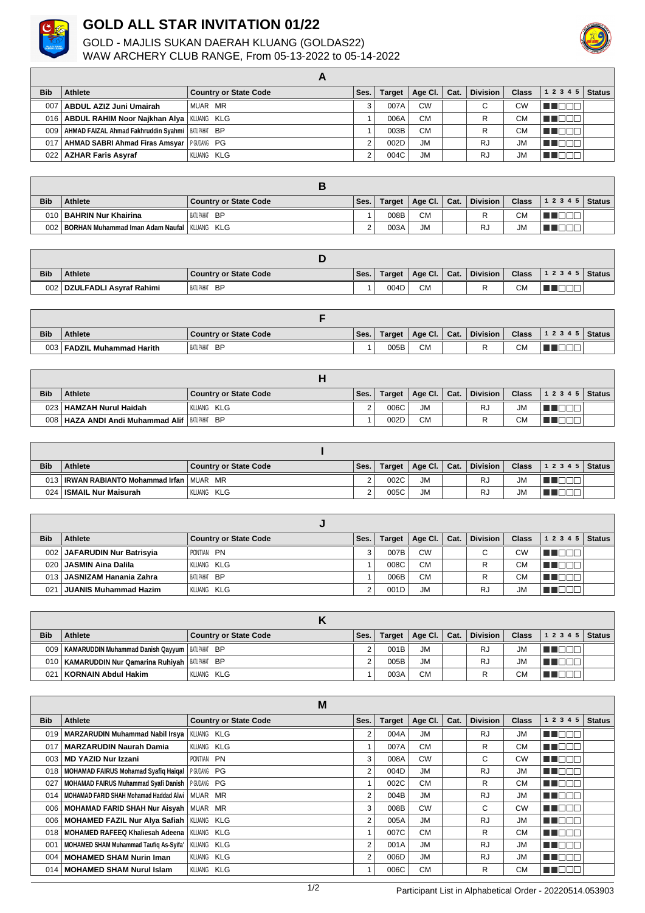# GOLD ALL STAR INVITATION 01/22

GOLD - MAJLIS SUKAN DAERAH KLUANG (GOLDAS22)
WAW ARCHERY CLUB RANGE, From 05-13-2022 to 05-14-2022

## A

| Bib | Athlete | Country or State Code | Ses. | Target | Age Cl. | Cat. | Division | Class | 1 2 3 4 5 | Status |
|---|---|---|---|---|---|---|---|---|---|---|
| 007 | ABDUL AZIZ Juni Umairah | MUAR MR | 3 | 007A | CW | | C | CW | | |
| 016 | ABDUL RAHIM Noor Najkhan Alya | KLUANG KLG | 1 | 006A | CM | | R | CM | | |
| 009 | AHMAD FAIZAL Ahmad Fakhruddin Syahmi | BATUPAHAT BP | 1 | 003B | CM | | R | CM | | |
| 017 | AHMAD SABRI Ahmad Firas Amsyar | P.GUDANG PG | 2 | 002D | JM | | RJ | JM | | |
| 022 | AZHAR Faris Asyraf | KLUANG KLG | 2 | 004C | JM | | RJ | JM | | |

## B

| Bib | Athlete | Country or State Code | Ses. | Target | Age Cl. | Cat. | Division | Class | 1 2 3 4 5 | Status |
|---|---|---|---|---|---|---|---|---|---|---|
| 010 | BAHRIN Nur Khairina | BATUPAHAT BP | 1 | 008B | CM | | R | CM | | |
| 002 | BORHAN Muhammad Iman Adam Naufal | KLUANG KLG | 2 | 003A | JM | | RJ | JM | | |

## D

| Bib | Athlete | Country or State Code | Ses. | Target | Age Cl. | Cat. | Division | Class | 1 2 3 4 5 | Status |
|---|---|---|---|---|---|---|---|---|---|---|
| 002 | DZULFADLI Asyraf Rahimi | BATUPAHAT BP | 1 | 004D | CM | | R | CM | | |

## F

| Bib | Athlete | Country or State Code | Ses. | Target | Age Cl. | Cat. | Division | Class | 1 2 3 4 5 | Status |
|---|---|---|---|---|---|---|---|---|---|---|
| 003 | FADZIL Muhammad Harith | BATUPAHAT BP | 1 | 005B | CM | | R | CM | | |

## H

| Bib | Athlete | Country or State Code | Ses. | Target | Age Cl. | Cat. | Division | Class | 1 2 3 4 5 | Status |
|---|---|---|---|---|---|---|---|---|---|---|
| 023 | HAMZAH Nurul Haidah | KLUANG KLG | 2 | 006C | JM | | RJ | JM | | |
| 008 | HAZA ANDI Andi Muhammad Alif | BATUPAHAT BP | 1 | 002D | CM | | R | CM | | |

## I

| Bib | Athlete | Country or State Code | Ses. | Target | Age Cl. | Cat. | Division | Class | 1 2 3 4 5 | Status |
|---|---|---|---|---|---|---|---|---|---|---|
| 013 | IRWAN RABIANTO Mohammad Irfan | MUAR MR | 2 | 002C | JM | | RJ | JM | | |
| 024 | ISMAIL Nur Maisurah | KLUANG KLG | 2 | 005C | JM | | RJ | JM | | |

## J

| Bib | Athlete | Country or State Code | Ses. | Target | Age Cl. | Cat. | Division | Class | 1 2 3 4 5 | Status |
|---|---|---|---|---|---|---|---|---|---|---|
| 002 | JAFARUDIN Nur Batrisyia | PONTIAN PN | 3 | 007B | CW | | C | CW | | |
| 020 | JASMIN Aina Dalila | KLUANG KLG | 1 | 008C | CM | | R | CM | | |
| 013 | JASNIZAM Hanania Zahra | BATUPAHAT BP | 1 | 006B | CM | | R | CM | | |
| 021 | JUANIS Muhammad Hazim | KLUANG KLG | 2 | 001D | JM | | RJ | JM | | |

## K

| Bib | Athlete | Country or State Code | Ses. | Target | Age Cl. | Cat. | Division | Class | 1 2 3 4 5 | Status |
|---|---|---|---|---|---|---|---|---|---|---|
| 009 | KAMARUDDIN Muhammad Danish Qayyum | BATUPAHAT BP | 2 | 001B | JM | | RJ | JM | | |
| 010 | KAMARUDDIN Nur Qamarina Ruhiyah | BATUPAHAT BP | 2 | 005B | JM | | RJ | JM | | |
| 021 | KORNAIN Abdul Hakim | KLUANG KLG | 1 | 003A | CM | | R | CM | | |

## M

| Bib | Athlete | Country or State Code | Ses. | Target | Age Cl. | Cat. | Division | Class | 1 2 3 4 5 | Status |
|---|---|---|---|---|---|---|---|---|---|---|
| 019 | MARZARUDIN Muhammad Nabil Irsya | KLUANG KLG | 2 | 004A | JM | | RJ | JM | | |
| 017 | MARZARUDIN Naurah Damia | KLUANG KLG | 1 | 007A | CM | | R | CM | | |
| 003 | MD YAZID Nur Izzani | PONTIAN PN | 3 | 008A | CW | | C | CW | | |
| 018 | MOHAMAD FAIRUS Mohamad Syafiq Haiqal | P.GUDANG PG | 2 | 004D | JM | | RJ | JM | | |
| 027 | MOHAMAD FAIRUS Muhammad Syafi Danish | P.GUDANG PG | 1 | 002C | CM | | R | CM | | |
| 014 | MOHAMAD FARID SHAH Mohamad Haddad Alwi | MUAR MR | 2 | 004B | JM | | RJ | JM | | |
| 006 | MOHAMAD FARID SHAH Nur Aisyah | MUAR MR | 3 | 008B | CW | | C | CW | | |
| 006 | MOHAMED FAZIL Nur Alya Safiah | KLUANG KLG | 2 | 005A | JM | | RJ | JM | | |
| 018 | MOHAMED RAFEEQ Khaliesah Adeena | KLUANG KLG | 1 | 007C | CM | | R | CM | | |
| 001 | MOHAMED SHAM Muhammad Taufiq As-Syifa' | KLUANG KLG | 2 | 001A | JM | | RJ | JM | | |
| 004 | MOHAMED SHAM Nurin Iman | KLUANG KLG | 2 | 006D | JM | | RJ | JM | | |
| 014 | MOHAMED SHAM Nurul Islam | KLUANG KLG | 1 | 006C | CM | | R | CM | | |

Participant List in Alphabetical Order - 20220514.053903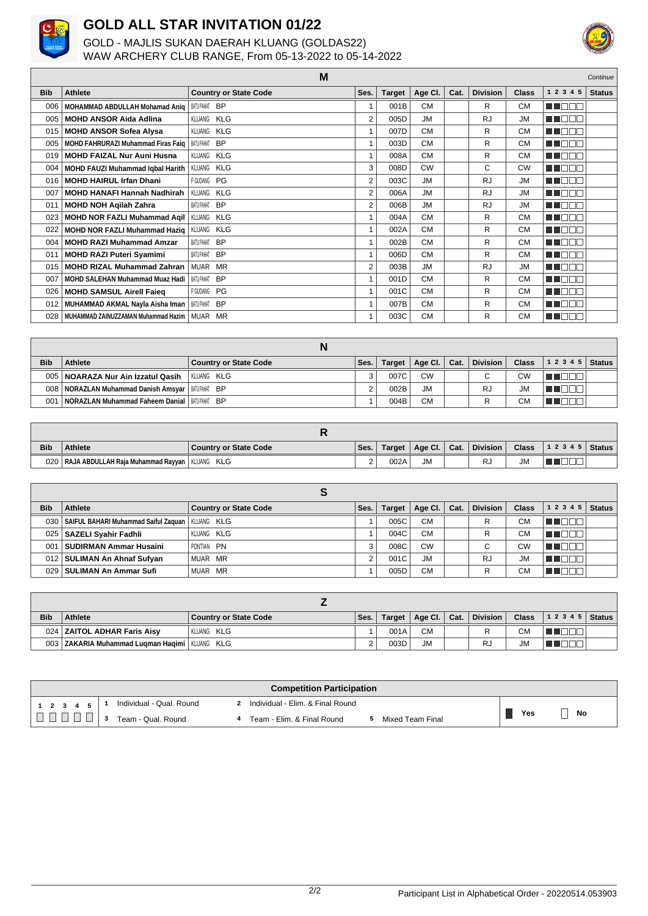# GOLD ALL STAR INVITATION 01/22

GOLD - MAJLIS SUKAN DAERAH KLUANG (GOLDAS22)
WAW ARCHERY CLUB RANGE, From 05-13-2022 to 05-14-2022

## M

*Continue*

| Bib | Athlete | Country or State Code | Ses. | Target | Age Cl. | Cat. | Division | Class | 1 2 3 4 5 | Status |
|---|---|---|---|---|---|---|---|---|---|---|
| 006 | MOHAMMAD ABDULLAH Mohamad Aniq | BATUPAHAT BP | 1 | 001B | CM | | R | CM | ■■□□□ | |
| 005 | MOHD ANSOR Aida Adlina | KLUANG KLG | 2 | 005D | JM | | RJ | JM | ■■□□□ | |
| 015 | MOHD ANSOR Sofea Alysa | KLUANG KLG | 1 | 007D | CM | | R | CM | ■■□□□ | |
| 005 | MOHD FAHRURAZI Muhammad Firas Faiq | BATUPAHAT BP | 1 | 003D | CM | | R | CM | ■■□□□ | |
| 019 | MOHD FAIZAL Nur Auni Husna | KLUANG KLG | 1 | 008A | CM | | R | CM | ■■□□□ | |
| 004 | MOHD FAUZI Muhammad Iqbal Harith | KLUANG KLG | 3 | 008D | CW | | C | CW | ■■□□□ | |
| 016 | MOHD HAIRUL Irfan Dhani | P.GUDANG PG | 2 | 003C | JM | | RJ | JM | ■■□□□ | |
| 007 | MOHD HANAFI Hannah Nadhirah | KLUANG KLG | 2 | 006A | JM | | RJ | JM | ■■□□□ | |
| 011 | MOHD NOH Aqilah Zahra | BATUPAHAT BP | 2 | 006B | JM | | RJ | JM | ■■□□□ | |
| 023 | MOHD NOR FAZLI Muhammad Aqil | KLUANG KLG | 1 | 004A | CM | | R | CM | ■■□□□ | |
| 022 | MOHD NOR FAZLI Muhammad Haziq | KLUANG KLG | 1 | 002A | CM | | R | CM | ■■□□□ | |
| 004 | MOHD RAZI Muhammad Amzar | BATUPAHAT BP | 1 | 002B | CM | | R | CM | ■■□□□ | |
| 011 | MOHD RAZI Puteri Syamimi | BATUPAHAT BP | 1 | 006D | CM | | R | CM | ■■□□□ | |
| 015 | MOHD RIZAL Muhammad Zahran | MUAR MR | 2 | 003B | JM | | RJ | JM | ■■□□□ | |
| 007 | MOHD SALEHAN Muhammad Muaz Hadi | BATUPAHAT BP | 1 | 001D | CM | | R | CM | ■■□□□ | |
| 026 | MOHD SAMSUL Airell Faieq | P.GUDANG PG | 1 | 001C | CM | | R | CM | ■■□□□ | |
| 012 | MUHAMMAD AKMAL Nayla Aisha Iman | BATUPAHAT BP | 1 | 007B | CM | | R | CM | ■■□□□ | |
| 028 | MUHAMMAD ZAINUZZAMAN Muhammad Hazim | MUAR MR | 1 | 003C | CM | | R | CM | ■■□□□ | |

## N

| Bib | Athlete | Country or State Code | Ses. | Target | Age Cl. | Cat. | Division | Class | 1 2 3 4 5 | Status |
|---|---|---|---|---|---|---|---|---|---|---|
| 005 | NOARAZA Nur Ain Izzatul Qasih | KLUANG KLG | 3 | 007C | CW | | C | CW | ■■□□□ | |
| 008 | NORAZLAN Muhammad Danish Amsyar | BATUPAHAT BP | 2 | 002B | JM | | RJ | JM | ■■□□□ | |
| 001 | NORAZLAN Muhammad Faheem Danial | BATUPAHAT BP | 1 | 004B | CM | | R | CM | ■■□□□ | |

## R

| Bib | Athlete | Country or State Code | Ses. | Target | Age Cl. | Cat. | Division | Class | 1 2 3 4 5 | Status |
|---|---|---|---|---|---|---|---|---|---|---|
| 020 | RAJA ABDULLAH Raja Muhammad Rayyan | KLUANG KLG | 2 | 002A | JM | | RJ | JM | ■■□□□ | |

## S

| Bib | Athlete | Country or State Code | Ses. | Target | Age Cl. | Cat. | Division | Class | 1 2 3 4 5 | Status |
|---|---|---|---|---|---|---|---|---|---|---|
| 030 | SAIFUL BAHARI Muhammad Saiful Zaquan | KLUANG KLG | 1 | 005C | CM | | R | CM | ■■□□□ | |
| 025 | SAZELI Syahir Fadhli | KLUANG KLG | 1 | 004C | CM | | R | CM | ■■□□□ | |
| 001 | SUDIRMAN Ammar Husaini | PONTIAN PN | 3 | 008C | CW | | C | CW | ■■□□□ | |
| 012 | SULIMAN An Ahnaf Sufyan | MUAR MR | 2 | 001C | JM | | RJ | JM | ■■□□□ | |
| 029 | SULIMAN An Ammar Sufi | MUAR MR | 1 | 005D | CM | | R | CM | ■■□□□ | |

## Z

| Bib | Athlete | Country or State Code | Ses. | Target | Age Cl. | Cat. | Division | Class | 1 2 3 4 5 | Status |
|---|---|---|---|---|---|---|---|---|---|---|
| 024 | ZAITOL ADHAR Faris Aisy | KLUANG KLG | 1 | 001A | CM | | R | CM | ■■□□□ | |
| 003 | ZAKARIA Muhammad Luqman Haqimi | KLUANG KLG | 2 | 003D | JM | | RJ | JM | ■■□□□ | |

## Competition Participation

| 1 2 3 4 5 | | | |
|---|---|---|---|
| □□□□□ | 1 Individual - Qual. Round | 2 Individual - Elim. & Final Round | ■ Yes |
| | 3 Team - Qual. Round | 4 Team - Elim. & Final Round 5 Mixed Team Final | □ No |

Participant List in Alphabetical Order - 20220514.053903